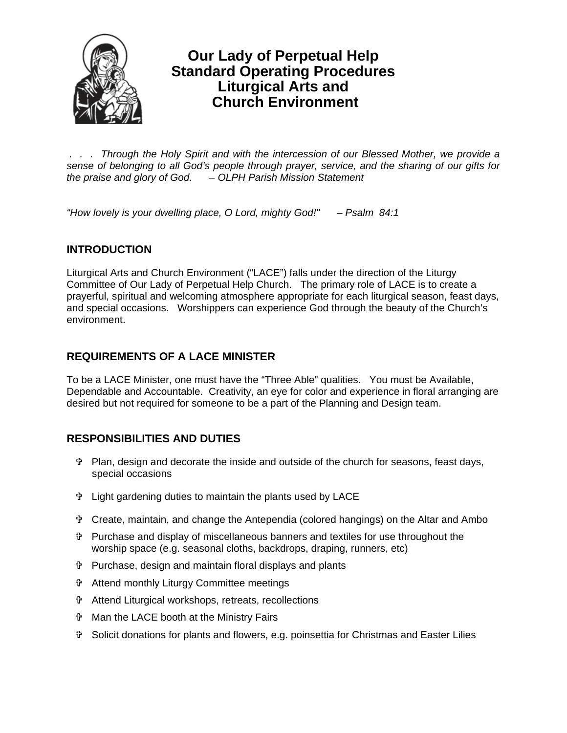# Our Lady of Perpetual Help Standard Operating Procedures Liturgical Arts and Church Environment

*. . . Through the Holy Spirit and with the intercession of our Blessed Mother, we provide a sense of belonging to all God's people through prayer, service, and the sharing of our gifts for the praise and glory of God. – OLPH Parish Mission Statement*

*"How lovely is your dwelling place, O Lord, mighty God!" – Psalm 84:1*

## INTRODUCTION

Liturgical Arts and Church Environment ("LACE") falls under the direction of the Liturgy Committee of Our Lady of Perpetual Help Church. The primary role of LACE is to create a prayerful, spiritual and welcoming atmosphere appropriate for each liturgical season, feast days, and special occasions. Worshippers can experience God through the beauty of the Church's environment.

## REQUIREMENTS OF A LACE MINISTER

To be a LACE Minister, one must have the "Three Able" qualities. You must be Available, Dependable and Accountable. Creativity, an eye for color and experience in floral arranging are desired but not required for someone to be a part of the Planning and Design team.

## RESPONSIBILITIES AND DUTIES

- Plan, design and decorate the inside and outside of the church for seasons, feast days, special occasions
- Light gardening duties to maintain the plants used by LACE
- Create, maintain, and change the Antependia (colored hangings) on the Altar and Ambo
- Purchase and display of miscellaneous banners and textiles for use throughout the worship space (e.g. seasonal cloths, backdrops, draping, runners, etc)
- Purchase, design and maintain floral displays and plants
- Attend monthly Liturgy Committee meetings
- Attend Liturgical workshops, retreats, recollections
- Man the LACE booth at the Ministry Fairs
- Solicit donations for plants and flowers, e.g. poinsettia for Christmas and Easter Lilies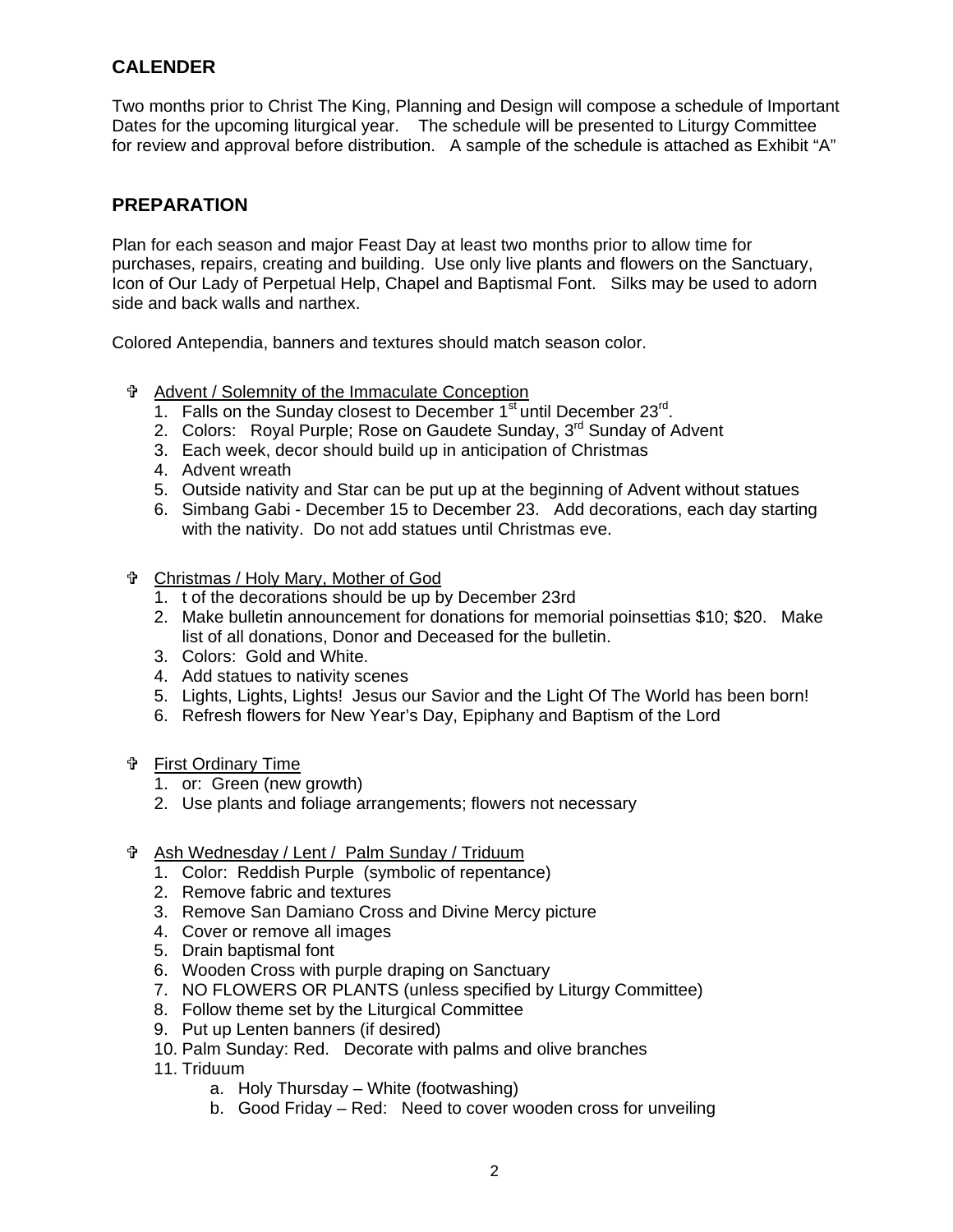## CALENDER

Two months prior to Christ The King, Planning and Design will compose a schedule of Important Dates for the upcoming liturgical year. The schedule will be presented to Liturgy Committee for review and approval before distribution. A sample of the schedule is attached as Exhibit "A"

## PREPARATION

Plan for each season and major Feast Day at least two months prior to allow time for purchases, repairs, creating and building. Use only live plants and flowers on the Sanctuary, Icon of Our Lady of Perpetual Help, Chapel and Baptismal Font. Silks may be used to adorn side and back walls and narthex.

Colored Antependia, banners and textures should match season color.

- Advent / Solemnity of the Immaculate Conception
  1. Falls on the Sunday closest to December 1st until December 23rd.
  2. Colors: Royal Purple; Rose on Gaudete Sunday, 3rd Sunday of Advent
  3. Each week, decor should build up in anticipation of Christmas
  4. Advent wreath
  5. Outside nativity and Star can be put up at the beginning of Advent without statues
  6. Simbang Gabi - December 15 to December 23. Add decorations, each day starting with the nativity. Do not add statues until Christmas eve.

- Christmas / Holy Mary, Mother of God
  1. t of the decorations should be up by December 23rd
  2. Make bulletin announcement for donations for memorial poinsettias \$10; \$20. Make list of all donations, Donor and Deceased for the bulletin.
  3. Colors: Gold and White.
  4. Add statues to nativity scenes
  5. Lights, Lights, Lights! Jesus our Savior and the Light Of The World has been born!
  6. Refresh flowers for New Year's Day, Epiphany and Baptism of the Lord

- First Ordinary Time
  1. or: Green (new growth)
  2. Use plants and foliage arrangements; flowers not necessary

- Ash Wednesday / Lent / Palm Sunday / Triduum
  1. Color: Reddish Purple (symbolic of repentance)
  2. Remove fabric and textures
  3. Remove San Damiano Cross and Divine Mercy picture
  4. Cover or remove all images
  5. Drain baptismal font
  6. Wooden Cross with purple draping on Sanctuary
  7. NO FLOWERS OR PLANTS (unless specified by Liturgy Committee)
  8. Follow theme set by the Liturgical Committee
  9. Put up Lenten banners (if desired)
  10. Palm Sunday: Red. Decorate with palms and olive branches
  11. Triduum
      a. Holy Thursday – White (footwashing)
      b. Good Friday – Red: Need to cover wooden cross for unveiling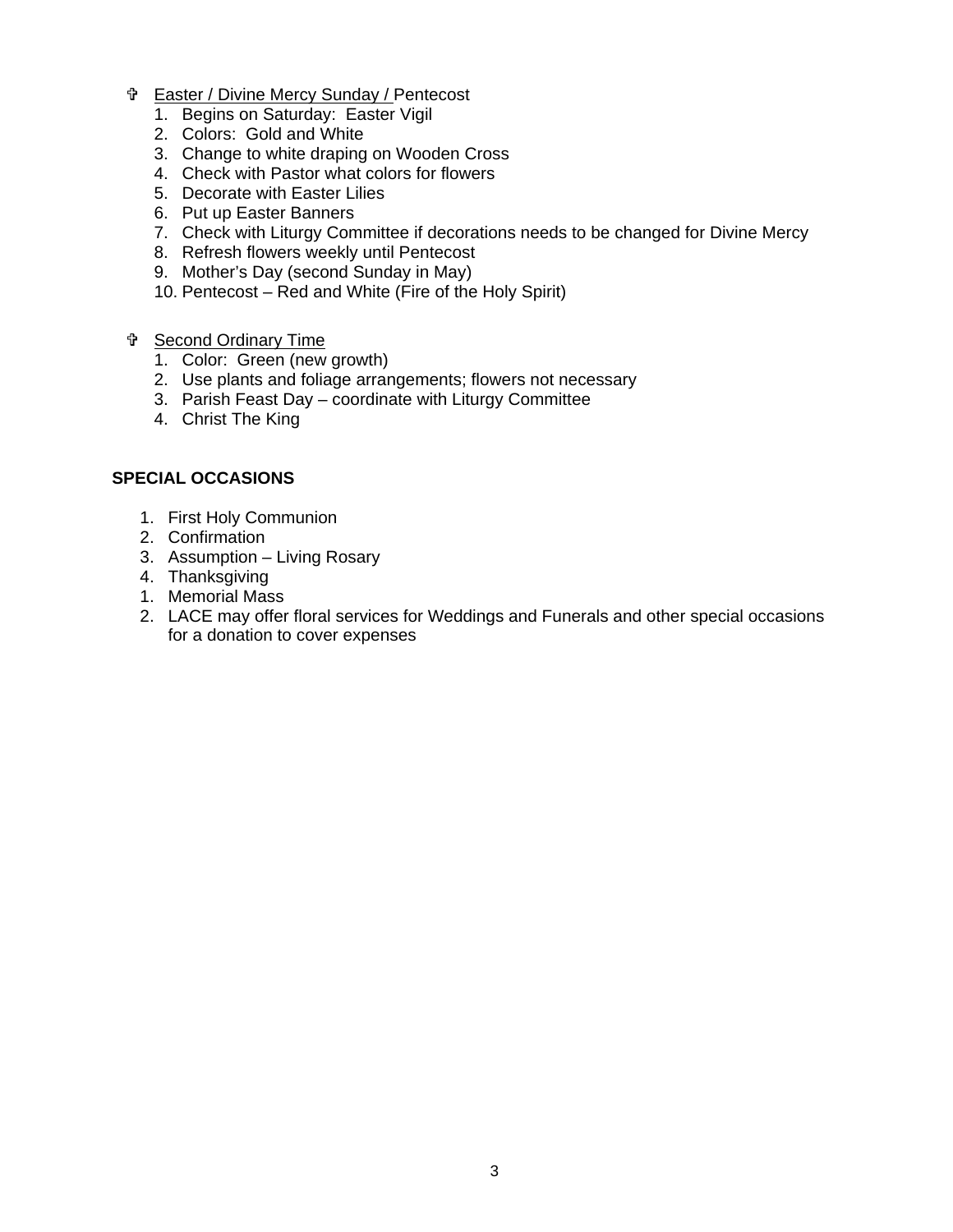- ✝ <u>Easter / Divine Mercy Sunday /</u> Pentecost
  1. Begins on Saturday: Easter Vigil
  2. Colors: Gold and White
  3. Change to white draping on Wooden Cross
  4. Check with Pastor what colors for flowers
  5. Decorate with Easter Lilies
  6. Put up Easter Banners
  7. Check with Liturgy Committee if decorations needs to be changed for Divine Mercy
  8. Refresh flowers weekly until Pentecost
  9. Mother's Day (second Sunday in May)
  10. Pentecost – Red and White (Fire of the Holy Spirit)

- ✝ <u>Second Ordinary Time</u>
  1. Color: Green (new growth)
  2. Use plants and foliage arrangements; flowers not necessary
  3. Parish Feast Day – coordinate with Liturgy Committee
  4. Christ The King

**SPECIAL OCCASIONS**

1. First Holy Communion
2. Confirmation
3. Assumption – Living Rosary
4. Thanksgiving

1. Memorial Mass
2. LACE may offer floral services for Weddings and Funerals and other special occasions for a donation to cover expenses